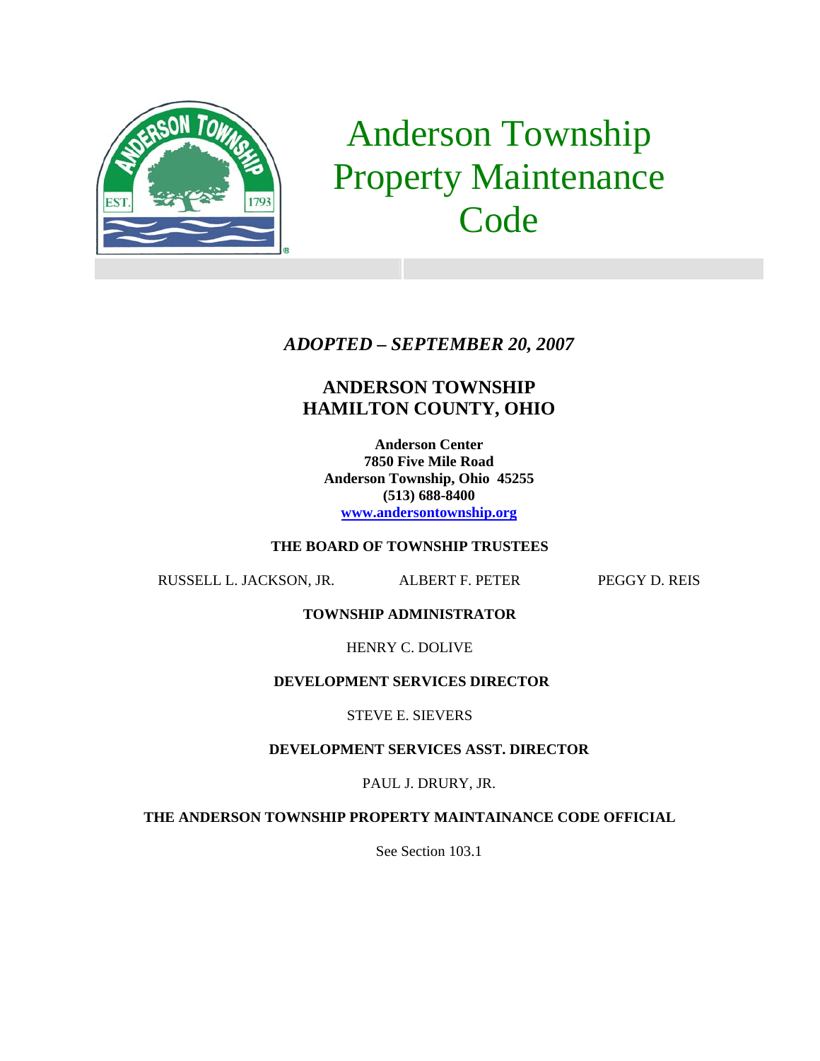# Anderson Township Property Maintenance Code

***ADOPTED – SEPTEMBER 20, 2007***

## ANDERSON TOWNSHIP
## HAMILTON COUNTY, OHIO

**Anderson Center**
**7850 Five Mile Road**
**Anderson Township, Ohio 45255**
**(513) 688-8400**
**www.andersontownship.org**

**THE BOARD OF TOWNSHIP TRUSTEES**

RUSSELL L. JACKSON, JR. ALBERT F. PETER PEGGY D. REIS

**TOWNSHIP ADMINISTRATOR**

HENRY C. DOLIVE

**DEVELOPMENT SERVICES DIRECTOR**

STEVE E. SIEVERS

**DEVELOPMENT SERVICES ASST. DIRECTOR**

PAUL J. DRURY, JR.

**THE ANDERSON TOWNSHIP PROPERTY MAINTAINANCE CODE OFFICIAL**

See Section 103.1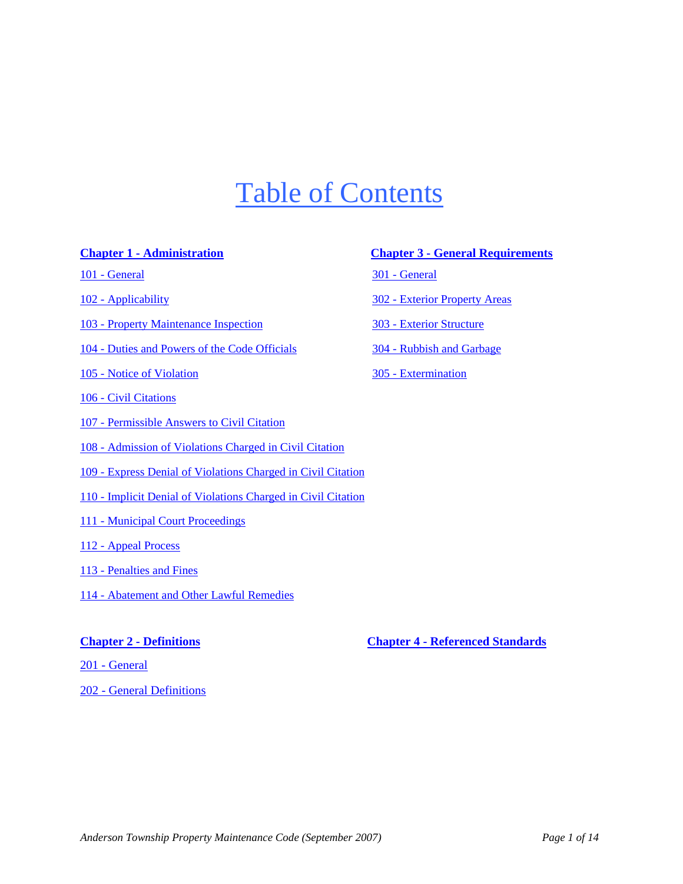# Table of Contents

**Chapter 1 - Administration**

101 - General

102 - Applicability

103 - Property Maintenance Inspection

104 - Duties and Powers of the Code Officials

105 - Notice of Violation

106 - Civil Citations

107 - Permissible Answers to Civil Citation

108 - Admission of Violations Charged in Civil Citation

109 - Express Denial of Violations Charged in Civil Citation

110 - Implicit Denial of Violations Charged in Civil Citation

111 - Municipal Court Proceedings

112 - Appeal Process

113 - Penalties and Fines

114 - Abatement and Other Lawful Remedies

**Chapter 2 - Definitions**

201 - General

202 - General Definitions

**Chapter 3 - General Requirements**

301 - General

302 - Exterior Property Areas

303 - Exterior Structure

304 - Rubbish and Garbage

305 - Extermination

**Chapter 4 - Referenced Standards**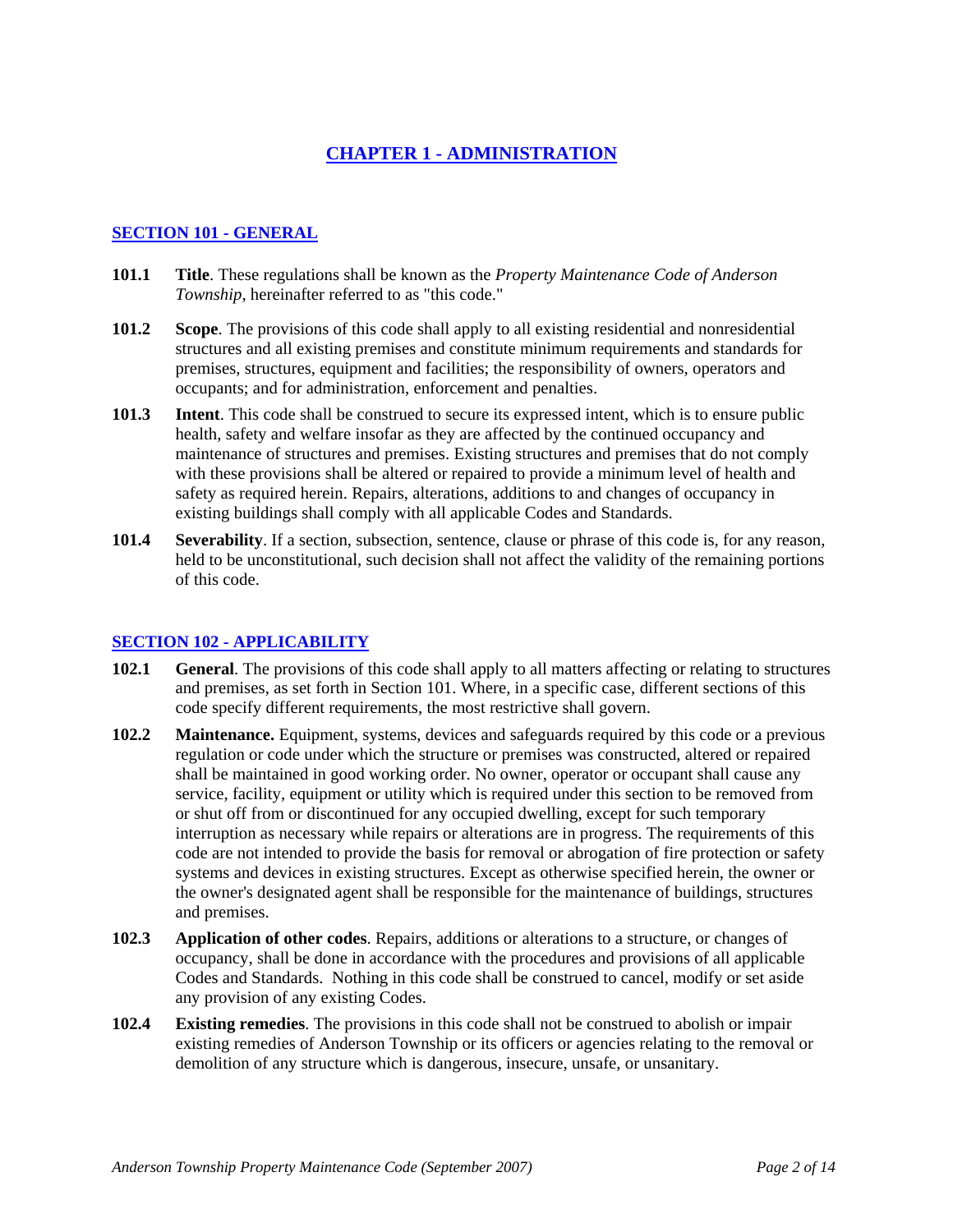# CHAPTER 1 - ADMINISTRATION

## SECTION 101 - GENERAL

**101.1** **Title**. These regulations shall be known as the *Property Maintenance Code of Anderson Township*, hereinafter referred to as "this code."

**101.2** **Scope**. The provisions of this code shall apply to all existing residential and nonresidential structures and all existing premises and constitute minimum requirements and standards for premises, structures, equipment and facilities; the responsibility of owners, operators and occupants; and for administration, enforcement and penalties.

**101.3** **Intent**. This code shall be construed to secure its expressed intent, which is to ensure public health, safety and welfare insofar as they are affected by the continued occupancy and maintenance of structures and premises. Existing structures and premises that do not comply with these provisions shall be altered or repaired to provide a minimum level of health and safety as required herein. Repairs, alterations, additions to and changes of occupancy in existing buildings shall comply with all applicable Codes and Standards.

**101.4** **Severability**. If a section, subsection, sentence, clause or phrase of this code is, for any reason, held to be unconstitutional, such decision shall not affect the validity of the remaining portions of this code.

## SECTION 102 - APPLICABILITY

**102.1** **General**. The provisions of this code shall apply to all matters affecting or relating to structures and premises, as set forth in Section 101. Where, in a specific case, different sections of this code specify different requirements, the most restrictive shall govern.

**102.2** **Maintenance.** Equipment, systems, devices and safeguards required by this code or a previous regulation or code under which the structure or premises was constructed, altered or repaired shall be maintained in good working order. No owner, operator or occupant shall cause any service, facility, equipment or utility which is required under this section to be removed from or shut off from or discontinued for any occupied dwelling, except for such temporary interruption as necessary while repairs or alterations are in progress. The requirements of this code are not intended to provide the basis for removal or abrogation of fire protection or safety systems and devices in existing structures. Except as otherwise specified herein, the owner or the owner's designated agent shall be responsible for the maintenance of buildings, structures and premises.

**102.3** **Application of other codes**. Repairs, additions or alterations to a structure, or changes of occupancy, shall be done in accordance with the procedures and provisions of all applicable Codes and Standards. Nothing in this code shall be construed to cancel, modify or set aside any provision of any existing Codes.

**102.4** **Existing remedies**. The provisions in this code shall not be construed to abolish or impair existing remedies of Anderson Township or its officers or agencies relating to the removal or demolition of any structure which is dangerous, insecure, unsafe, or unsanitary.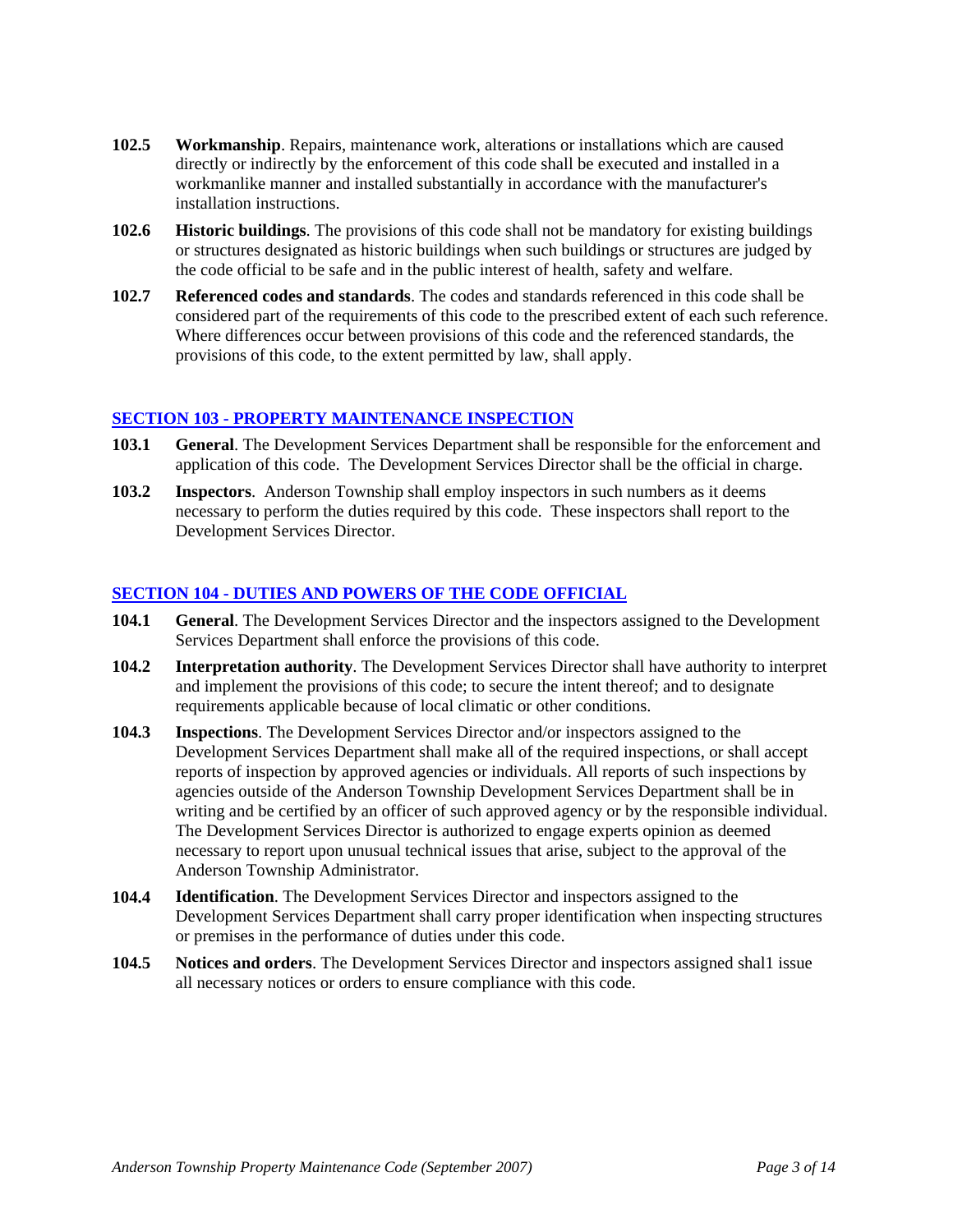**102.5** **Workmanship**. Repairs, maintenance work, alterations or installations which are caused directly or indirectly by the enforcement of this code shall be executed and installed in a workmanlike manner and installed substantially in accordance with the manufacturer's installation instructions.

**102.6** **Historic buildings**. The provisions of this code shall not be mandatory for existing buildings or structures designated as historic buildings when such buildings or structures are judged by the code official to be safe and in the public interest of health, safety and welfare.

**102.7** **Referenced codes and standards**. The codes and standards referenced in this code shall be considered part of the requirements of this code to the prescribed extent of each such reference. Where differences occur between provisions of this code and the referenced standards, the provisions of this code, to the extent permitted by law, shall apply.

## SECTION 103 - PROPERTY MAINTENANCE INSPECTION

**103.1** **General**. The Development Services Department shall be responsible for the enforcement and application of this code. The Development Services Director shall be the official in charge.

**103.2** **Inspectors**. Anderson Township shall employ inspectors in such numbers as it deems necessary to perform the duties required by this code. These inspectors shall report to the Development Services Director.

## SECTION 104 - DUTIES AND POWERS OF THE CODE OFFICIAL

**104.1** **General**. The Development Services Director and the inspectors assigned to the Development Services Department shall enforce the provisions of this code.

**104.2** **Interpretation authority**. The Development Services Director shall have authority to interpret and implement the provisions of this code; to secure the intent thereof; and to designate requirements applicable because of local climatic or other conditions.

**104.3** **Inspections**. The Development Services Director and/or inspectors assigned to the Development Services Department shall make all of the required inspections, or shall accept reports of inspection by approved agencies or individuals. All reports of such inspections by agencies outside of the Anderson Township Development Services Department shall be in writing and be certified by an officer of such approved agency or by the responsible individual. The Development Services Director is authorized to engage experts opinion as deemed necessary to report upon unusual technical issues that arise, subject to the approval of the Anderson Township Administrator.

**104.4** **Identification**. The Development Services Director and inspectors assigned to the Development Services Department shall carry proper identification when inspecting structures or premises in the performance of duties under this code.

**104.5** **Notices and orders**. The Development Services Director and inspectors assigned shal1 issue all necessary notices or orders to ensure compliance with this code.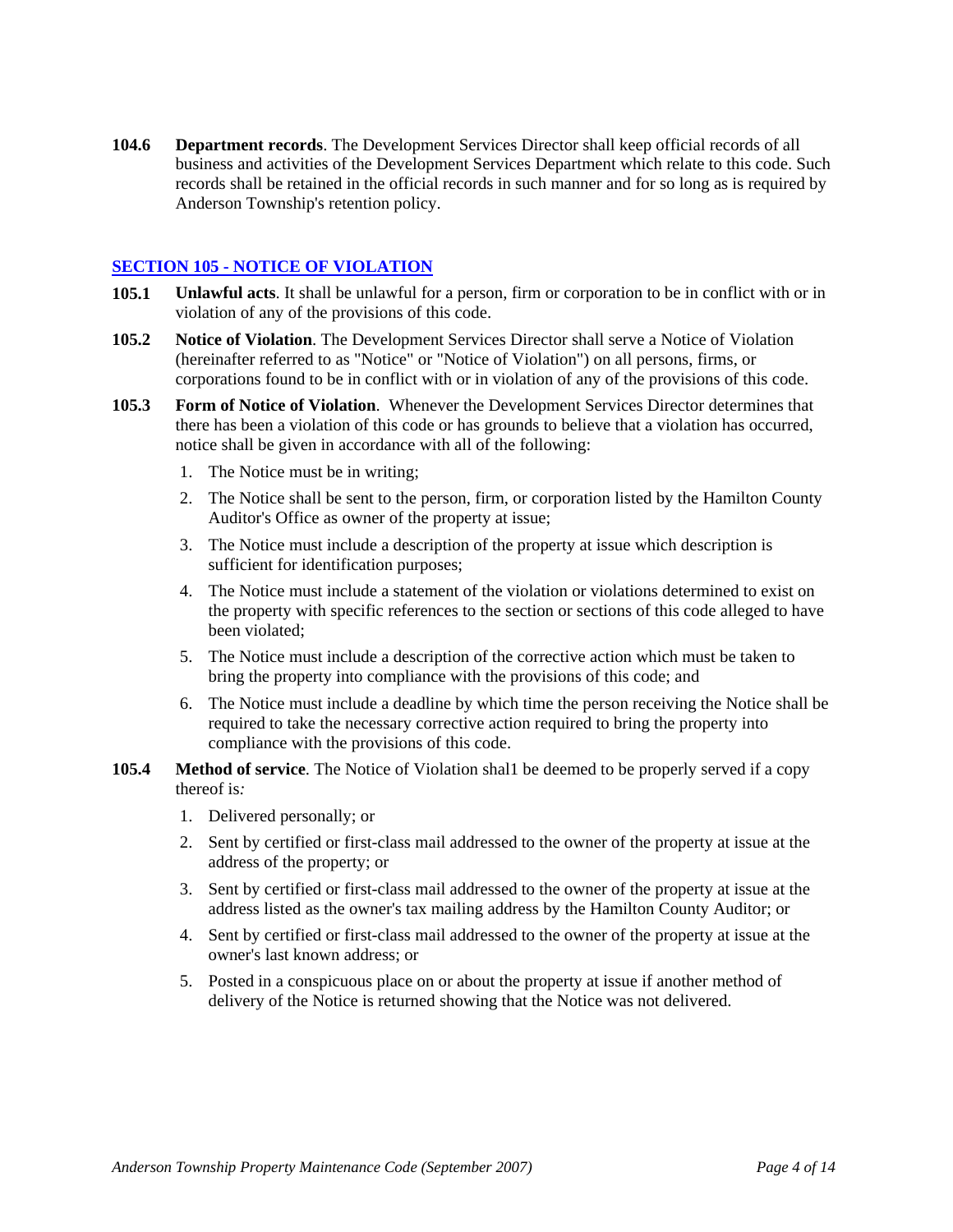**104.6 Department records**. The Development Services Director shall keep official records of all business and activities of the Development Services Department which relate to this code. Such records shall be retained in the official records in such manner and for so long as is required by Anderson Township's retention policy.

## SECTION 105 - NOTICE OF VIOLATION

**105.1 Unlawful acts**. It shall be unlawful for a person, firm or corporation to be in conflict with or in violation of any of the provisions of this code.

**105.2 Notice of Violation**. The Development Services Director shall serve a Notice of Violation (hereinafter referred to as "Notice" or "Notice of Violation") on all persons, firms, or corporations found to be in conflict with or in violation of any of the provisions of this code.

**105.3 Form of Notice of Violation**. Whenever the Development Services Director determines that there has been a violation of this code or has grounds to believe that a violation has occurred, notice shall be given in accordance with all of the following:

1. The Notice must be in writing;
2. The Notice shall be sent to the person, firm, or corporation listed by the Hamilton County Auditor's Office as owner of the property at issue;
3. The Notice must include a description of the property at issue which description is sufficient for identification purposes;
4. The Notice must include a statement of the violation or violations determined to exist on the property with specific references to the section or sections of this code alleged to have been violated;
5. The Notice must include a description of the corrective action which must be taken to bring the property into compliance with the provisions of this code; and
6. The Notice must include a deadline by which time the person receiving the Notice shall be required to take the necessary corrective action required to bring the property into compliance with the provisions of this code.

**105.4 Method of service**. The Notice of Violation shal1 be deemed to be properly served if a copy thereof is*:*

1. Delivered personally; or
2. Sent by certified or first-class mail addressed to the owner of the property at issue at the address of the property; or
3. Sent by certified or first-class mail addressed to the owner of the property at issue at the address listed as the owner's tax mailing address by the Hamilton County Auditor; or
4. Sent by certified or first-class mail addressed to the owner of the property at issue at the owner's last known address; or
5. Posted in a conspicuous place on or about the property at issue if another method of delivery of the Notice is returned showing that the Notice was not delivered.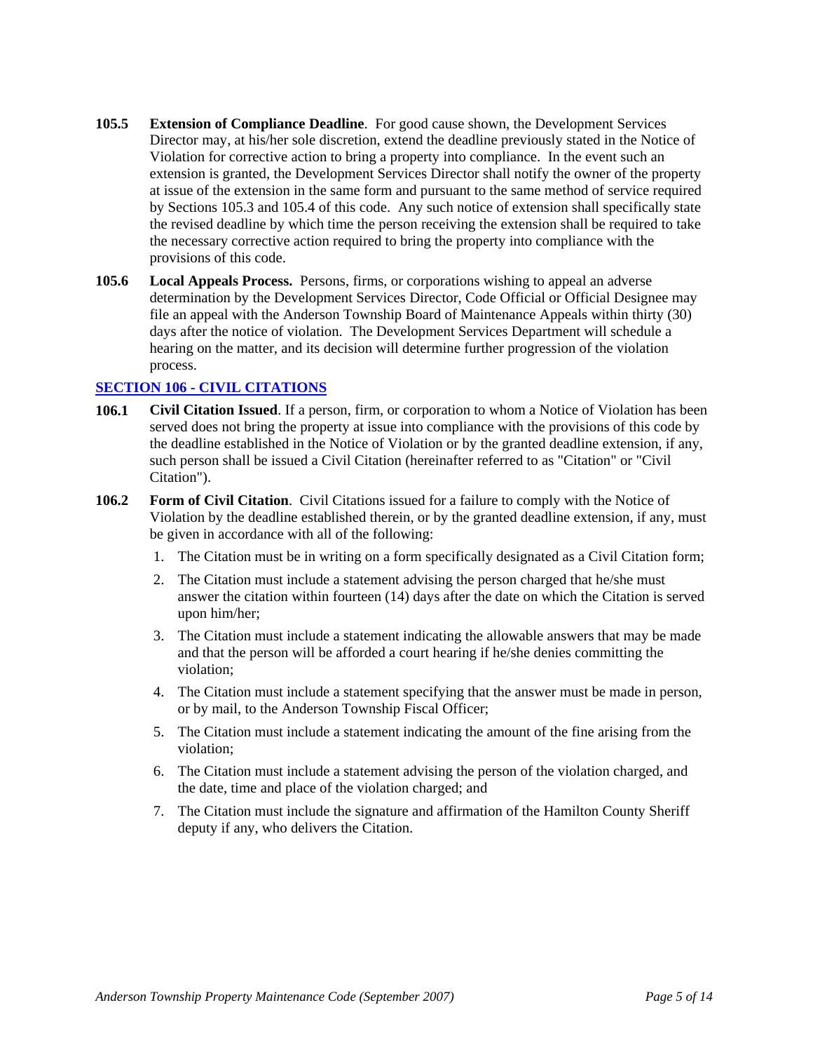**105.5** **Extension of Compliance Deadline**. For good cause shown, the Development Services Director may, at his/her sole discretion, extend the deadline previously stated in the Notice of Violation for corrective action to bring a property into compliance. In the event such an extension is granted, the Development Services Director shall notify the owner of the property at issue of the extension in the same form and pursuant to the same method of service required by Sections 105.3 and 105.4 of this code. Any such notice of extension shall specifically state the revised deadline by which time the person receiving the extension shall be required to take the necessary corrective action required to bring the property into compliance with the provisions of this code.

**105.6** **Local Appeals Process.** Persons, firms, or corporations wishing to appeal an adverse determination by the Development Services Director, Code Official or Official Designee may file an appeal with the Anderson Township Board of Maintenance Appeals within thirty (30) days after the notice of violation. The Development Services Department will schedule a hearing on the matter, and its decision will determine further progression of the violation process.

## SECTION 106 - CIVIL CITATIONS

**106.1** **Civil Citation Issued**. If a person, firm, or corporation to whom a Notice of Violation has been served does not bring the property at issue into compliance with the provisions of this code by the deadline established in the Notice of Violation or by the granted deadline extension, if any, such person shall be issued a Civil Citation (hereinafter referred to as "Citation" or "Civil Citation").

**106.2** **Form of Civil Citation**. Civil Citations issued for a failure to comply with the Notice of Violation by the deadline established therein, or by the granted deadline extension, if any, must be given in accordance with all of the following:

1. The Citation must be in writing on a form specifically designated as a Civil Citation form;
2. The Citation must include a statement advising the person charged that he/she must answer the citation within fourteen (14) days after the date on which the Citation is served upon him/her;
3. The Citation must include a statement indicating the allowable answers that may be made and that the person will be afforded a court hearing if he/she denies committing the violation;
4. The Citation must include a statement specifying that the answer must be made in person, or by mail, to the Anderson Township Fiscal Officer;
5. The Citation must include a statement indicating the amount of the fine arising from the violation;
6. The Citation must include a statement advising the person of the violation charged, and the date, time and place of the violation charged; and
7. The Citation must include the signature and affirmation of the Hamilton County Sheriff deputy if any, who delivers the Citation.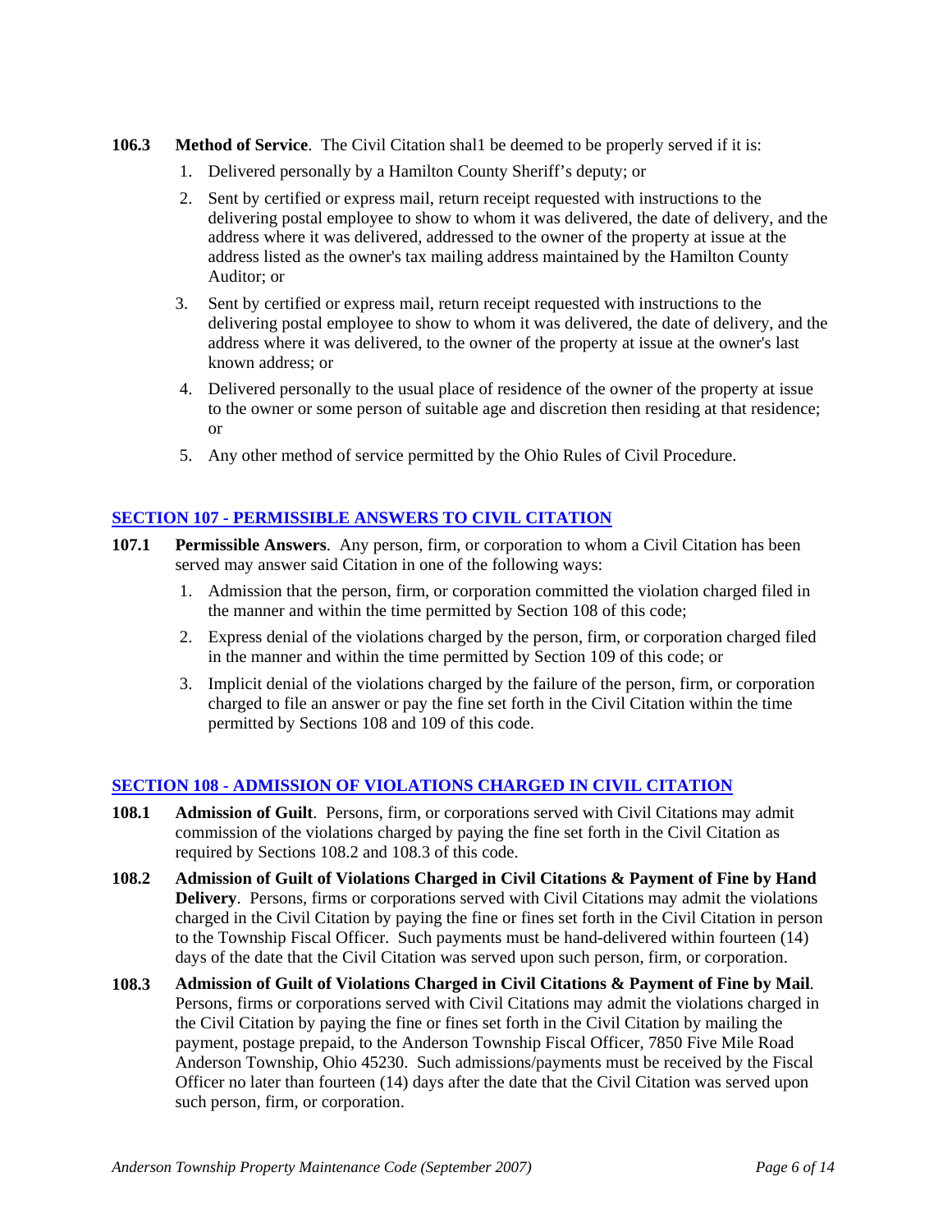**106.3 Method of Service**. The Civil Citation shal1 be deemed to be properly served if it is:

1. Delivered personally by a Hamilton County Sheriff's deputy; or
2. Sent by certified or express mail, return receipt requested with instructions to the delivering postal employee to show to whom it was delivered, the date of delivery, and the address where it was delivered, addressed to the owner of the property at issue at the address listed as the owner's tax mailing address maintained by the Hamilton County Auditor; or
3. Sent by certified or express mail, return receipt requested with instructions to the delivering postal employee to show to whom it was delivered, the date of delivery, and the address where it was delivered, to the owner of the property at issue at the owner's last known address; or
4. Delivered personally to the usual place of residence of the owner of the property at issue to the owner or some person of suitable age and discretion then residing at that residence; or
5. Any other method of service permitted by the Ohio Rules of Civil Procedure.

## SECTION 107 - PERMISSIBLE ANSWERS TO CIVIL CITATION

**107.1 Permissible Answers**. Any person, firm, or corporation to whom a Civil Citation has been served may answer said Citation in one of the following ways:

1. Admission that the person, firm, or corporation committed the violation charged filed in the manner and within the time permitted by Section 108 of this code;
2. Express denial of the violations charged by the person, firm, or corporation charged filed in the manner and within the time permitted by Section 109 of this code; or
3. Implicit denial of the violations charged by the failure of the person, firm, or corporation charged to file an answer or pay the fine set forth in the Civil Citation within the time permitted by Sections 108 and 109 of this code.

## SECTION 108 - ADMISSION OF VIOLATIONS CHARGED IN CIVIL CITATION

**108.1 Admission of Guilt**. Persons, firm, or corporations served with Civil Citations may admit commission of the violations charged by paying the fine set forth in the Civil Citation as required by Sections 108.2 and 108.3 of this code.

**108.2 Admission of Guilt of Violations Charged in Civil Citations & Payment of Fine by Hand Delivery**. Persons, firms or corporations served with Civil Citations may admit the violations charged in the Civil Citation by paying the fine or fines set forth in the Civil Citation in person to the Township Fiscal Officer. Such payments must be hand-delivered within fourteen (14) days of the date that the Civil Citation was served upon such person, firm, or corporation.

**108.3 Admission of Guilt of Violations Charged in Civil Citations & Payment of Fine by Mail**. Persons, firms or corporations served with Civil Citations may admit the violations charged in the Civil Citation by paying the fine or fines set forth in the Civil Citation by mailing the payment, postage prepaid, to the Anderson Township Fiscal Officer, 7850 Five Mile Road Anderson Township, Ohio 45230. Such admissions/payments must be received by the Fiscal Officer no later than fourteen (14) days after the date that the Civil Citation was served upon such person, firm, or corporation.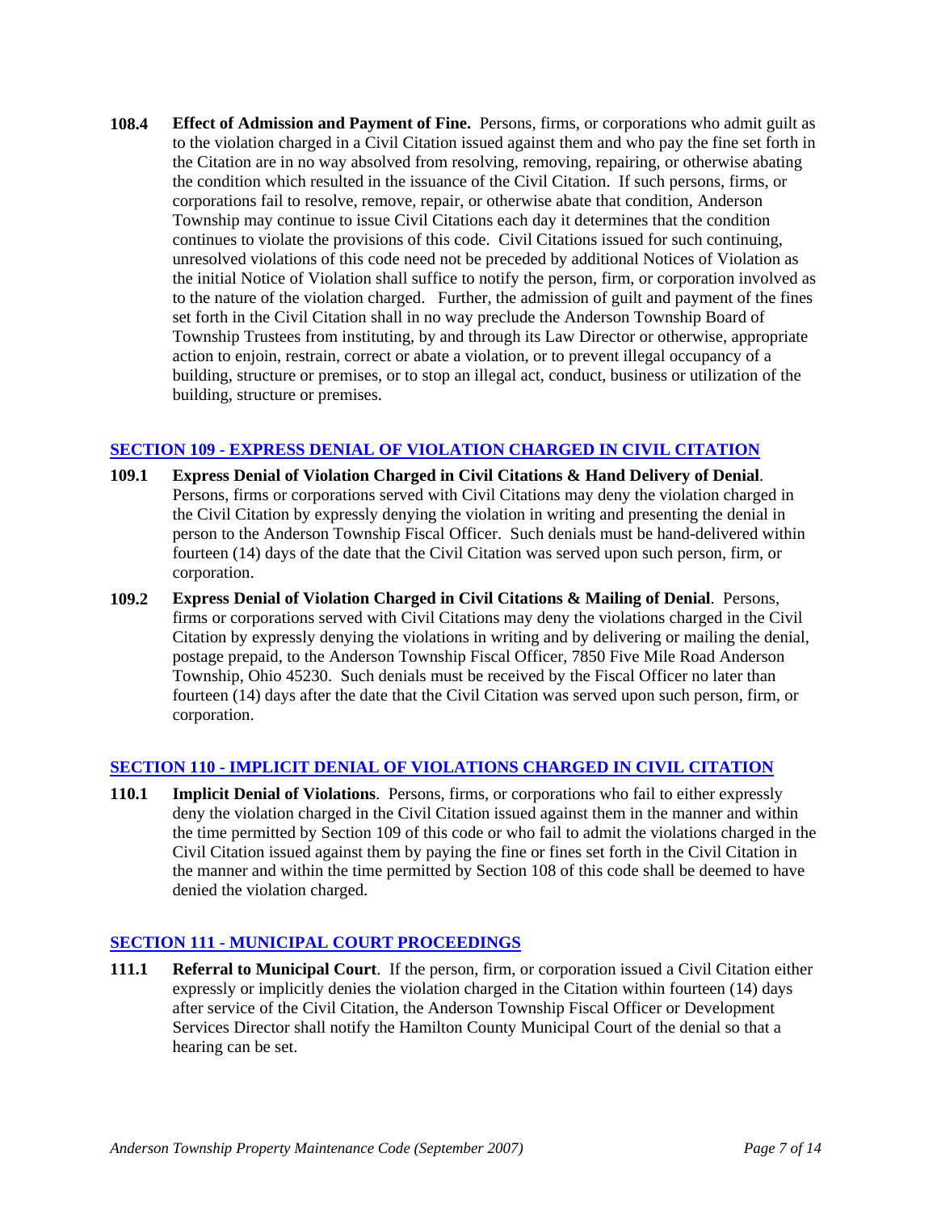**108.4 Effect of Admission and Payment of Fine.** Persons, firms, or corporations who admit guilt as to the violation charged in a Civil Citation issued against them and who pay the fine set forth in the Citation are in no way absolved from resolving, removing, repairing, or otherwise abating the condition which resulted in the issuance of the Civil Citation. If such persons, firms, or corporations fail to resolve, remove, repair, or otherwise abate that condition, Anderson Township may continue to issue Civil Citations each day it determines that the condition continues to violate the provisions of this code. Civil Citations issued for such continuing, unresolved violations of this code need not be preceded by additional Notices of Violation as the initial Notice of Violation shall suffice to notify the person, firm, or corporation involved as to the nature of the violation charged. Further, the admission of guilt and payment of the fines set forth in the Civil Citation shall in no way preclude the Anderson Township Board of Township Trustees from instituting, by and through its Law Director or otherwise, appropriate action to enjoin, restrain, correct or abate a violation, or to prevent illegal occupancy of a building, structure or premises, or to stop an illegal act, conduct, business or utilization of the building, structure or premises.

## SECTION 109 - EXPRESS DENIAL OF VIOLATION CHARGED IN CIVIL CITATION

**109.1 Express Denial of Violation Charged in Civil Citations & Hand Delivery of Denial**. Persons, firms or corporations served with Civil Citations may deny the violation charged in the Civil Citation by expressly denying the violation in writing and presenting the denial in person to the Anderson Township Fiscal Officer. Such denials must be hand-delivered within fourteen (14) days of the date that the Civil Citation was served upon such person, firm, or corporation.

**109.2 Express Denial of Violation Charged in Civil Citations & Mailing of Denial**. Persons, firms or corporations served with Civil Citations may deny the violations charged in the Civil Citation by expressly denying the violations in writing and by delivering or mailing the denial, postage prepaid, to the Anderson Township Fiscal Officer, 7850 Five Mile Road Anderson Township, Ohio 45230. Such denials must be received by the Fiscal Officer no later than fourteen (14) days after the date that the Civil Citation was served upon such person, firm, or corporation.

## SECTION 110 - IMPLICIT DENIAL OF VIOLATIONS CHARGED IN CIVIL CITATION

**110.1 Implicit Denial of Violations**. Persons, firms, or corporations who fail to either expressly deny the violation charged in the Civil Citation issued against them in the manner and within the time permitted by Section 109 of this code or who fail to admit the violations charged in the Civil Citation issued against them by paying the fine or fines set forth in the Civil Citation in the manner and within the time permitted by Section 108 of this code shall be deemed to have denied the violation charged.

## SECTION 111 - MUNICIPAL COURT PROCEEDINGS

**111.1 Referral to Municipal Court**. If the person, firm, or corporation issued a Civil Citation either expressly or implicitly denies the violation charged in the Citation within fourteen (14) days after service of the Civil Citation, the Anderson Township Fiscal Officer or Development Services Director shall notify the Hamilton County Municipal Court of the denial so that a hearing can be set.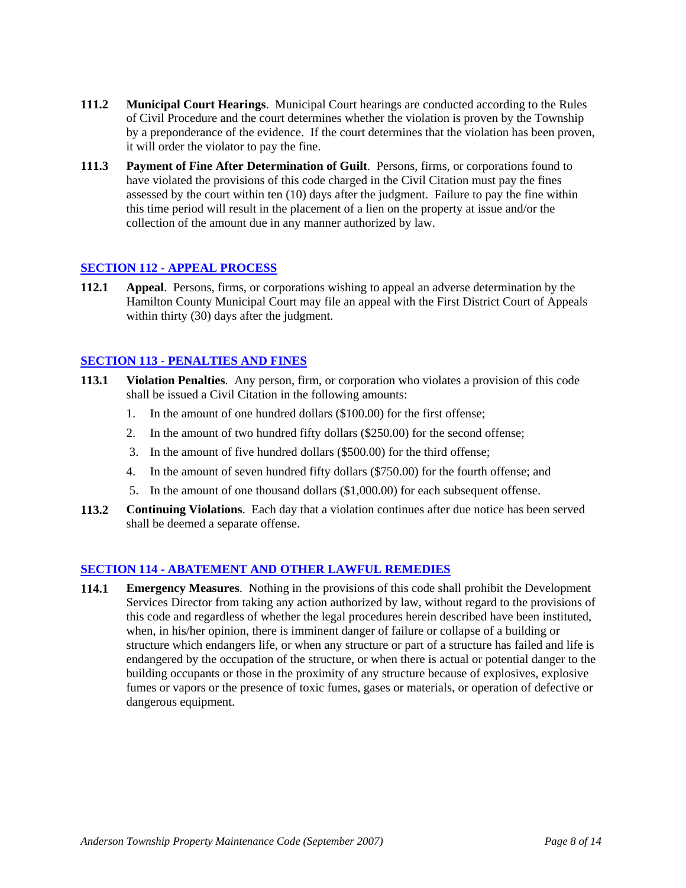**111.2 Municipal Court Hearings**. Municipal Court hearings are conducted according to the Rules of Civil Procedure and the court determines whether the violation is proven by the Township by a preponderance of the evidence. If the court determines that the violation has been proven, it will order the violator to pay the fine.

**111.3 Payment of Fine After Determination of Guilt**. Persons, firms, or corporations found to have violated the provisions of this code charged in the Civil Citation must pay the fines assessed by the court within ten (10) days after the judgment. Failure to pay the fine within this time period will result in the placement of a lien on the property at issue and/or the collection of the amount due in any manner authorized by law.

## SECTION 112 - APPEAL PROCESS

**112.1 Appeal**. Persons, firms, or corporations wishing to appeal an adverse determination by the Hamilton County Municipal Court may file an appeal with the First District Court of Appeals within thirty (30) days after the judgment.

## SECTION 113 - PENALTIES AND FINES

**113.1 Violation Penalties**. Any person, firm, or corporation who violates a provision of this code shall be issued a Civil Citation in the following amounts:

1. In the amount of one hundred dollars ($100.00) for the first offense;
2. In the amount of two hundred fifty dollars ($250.00) for the second offense;
3. In the amount of five hundred dollars ($500.00) for the third offense;
4. In the amount of seven hundred fifty dollars ($750.00) for the fourth offense; and
5. In the amount of one thousand dollars ($1,000.00) for each subsequent offense.

**113.2 Continuing Violations**. Each day that a violation continues after due notice has been served shall be deemed a separate offense.

## SECTION 114 - ABATEMENT AND OTHER LAWFUL REMEDIES

**114.1 Emergency Measures**. Nothing in the provisions of this code shall prohibit the Development Services Director from taking any action authorized by law, without regard to the provisions of this code and regardless of whether the legal procedures herein described have been instituted, when, in his/her opinion, there is imminent danger of failure or collapse of a building or structure which endangers life, or when any structure or part of a structure has failed and life is endangered by the occupation of the structure, or when there is actual or potential danger to the building occupants or those in the proximity of any structure because of explosives, explosive fumes or vapors or the presence of toxic fumes, gases or materials, or operation of defective or dangerous equipment.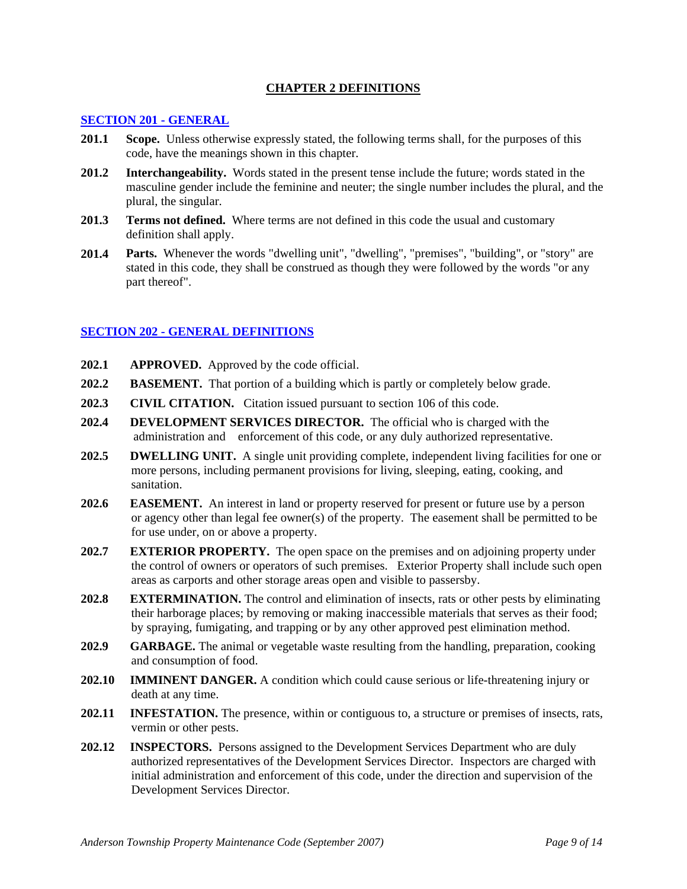# CHAPTER 2 DEFINITIONS

## SECTION 201 - GENERAL

**201.1 Scope.** Unless otherwise expressly stated, the following terms shall, for the purposes of this code, have the meanings shown in this chapter.

**201.2 Interchangeability.** Words stated in the present tense include the future; words stated in the masculine gender include the feminine and neuter; the single number includes the plural, and the plural, the singular.

**201.3 Terms not defined.** Where terms are not defined in this code the usual and customary definition shall apply.

**201.4 Parts.** Whenever the words "dwelling unit", "dwelling", "premises", "building", or "story" are stated in this code, they shall be construed as though they were followed by the words "or any part thereof".

## SECTION 202 - GENERAL DEFINITIONS

**202.1 APPROVED.** Approved by the code official.

**202.2 BASEMENT.** That portion of a building which is partly or completely below grade.

**202.3 CIVIL CITATION.** Citation issued pursuant to section 106 of this code.

**202.4 DEVELOPMENT SERVICES DIRECTOR.** The official who is charged with the administration and enforcement of this code, or any duly authorized representative.

**202.5 DWELLING UNIT.** A single unit providing complete, independent living facilities for one or more persons, including permanent provisions for living, sleeping, eating, cooking, and sanitation.

**202.6 EASEMENT.** An interest in land or property reserved for present or future use by a person or agency other than legal fee owner(s) of the property. The easement shall be permitted to be for use under, on or above a property.

**202.7 EXTERIOR PROPERTY.** The open space on the premises and on adjoining property under the control of owners or operators of such premises. Exterior Property shall include such open areas as carports and other storage areas open and visible to passersby.

**202.8 EXTERMINATION.** The control and elimination of insects, rats or other pests by eliminating their harborage places; by removing or making inaccessible materials that serves as their food; by spraying, fumigating, and trapping or by any other approved pest elimination method.

**202.9 GARBAGE.** The animal or vegetable waste resulting from the handling, preparation, cooking and consumption of food.

**202.10 IMMINENT DANGER.** A condition which could cause serious or life-threatening injury or death at any time.

**202.11 INFESTATION.** The presence, within or contiguous to, a structure or premises of insects, rats, vermin or other pests.

**202.12 INSPECTORS.** Persons assigned to the Development Services Department who are duly authorized representatives of the Development Services Director. Inspectors are charged with initial administration and enforcement of this code, under the direction and supervision of the Development Services Director.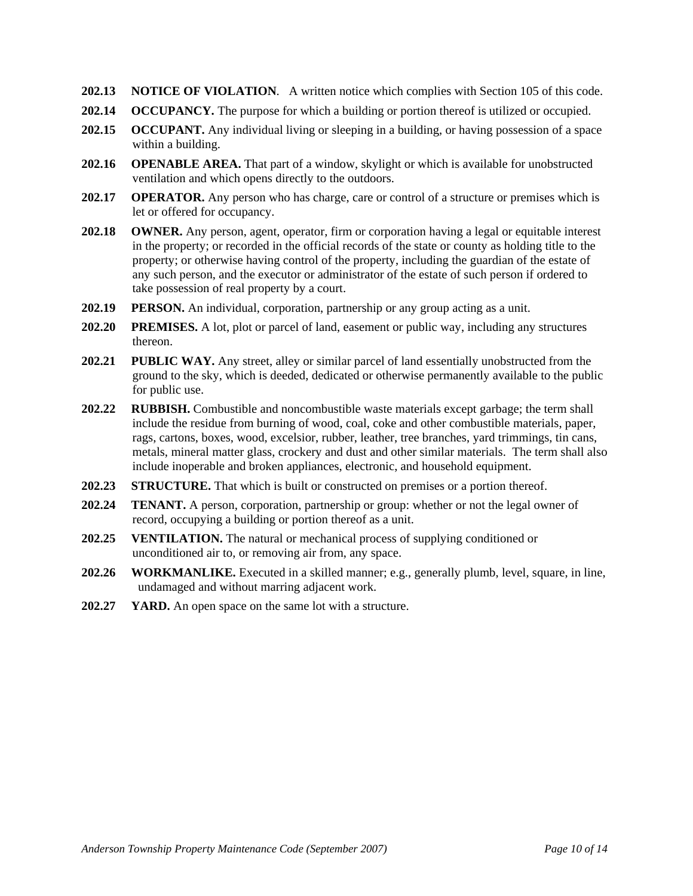**202.13 NOTICE OF VIOLATION**. A written notice which complies with Section 105 of this code.

**202.14 OCCUPANCY.** The purpose for which a building or portion thereof is utilized or occupied.

**202.15 OCCUPANT.** Any individual living or sleeping in a building, or having possession of a space within a building.

**202.16 OPENABLE AREA.** That part of a window, skylight or which is available for unobstructed ventilation and which opens directly to the outdoors.

**202.17 OPERATOR.** Any person who has charge, care or control of a structure or premises which is let or offered for occupancy.

**202.18 OWNER.** Any person, agent, operator, firm or corporation having a legal or equitable interest in the property; or recorded in the official records of the state or county as holding title to the property; or otherwise having control of the property, including the guardian of the estate of any such person, and the executor or administrator of the estate of such person if ordered to take possession of real property by a court.

**202.19 PERSON.** An individual, corporation, partnership or any group acting as a unit.

**202.20 PREMISES.** A lot, plot or parcel of land, easement or public way, including any structures thereon.

**202.21 PUBLIC WAY.** Any street, alley or similar parcel of land essentially unobstructed from the ground to the sky, which is deeded, dedicated or otherwise permanently available to the public for public use.

**202.22 RUBBISH.** Combustible and noncombustible waste materials except garbage; the term shall include the residue from burning of wood, coal, coke and other combustible materials, paper, rags, cartons, boxes, wood, excelsior, rubber, leather, tree branches, yard trimmings, tin cans, metals, mineral matter glass, crockery and dust and other similar materials. The term shall also include inoperable and broken appliances, electronic, and household equipment.

**202.23 STRUCTURE.** That which is built or constructed on premises or a portion thereof.

**202.24 TENANT.** A person, corporation, partnership or group: whether or not the legal owner of record, occupying a building or portion thereof as a unit.

**202.25 VENTILATION.** The natural or mechanical process of supplying conditioned or unconditioned air to, or removing air from, any space.

**202.26 WORKMANLIKE.** Executed in a skilled manner; e.g., generally plumb, level, square, in line, undamaged and without marring adjacent work.

**202.27 YARD.** An open space on the same lot with a structure.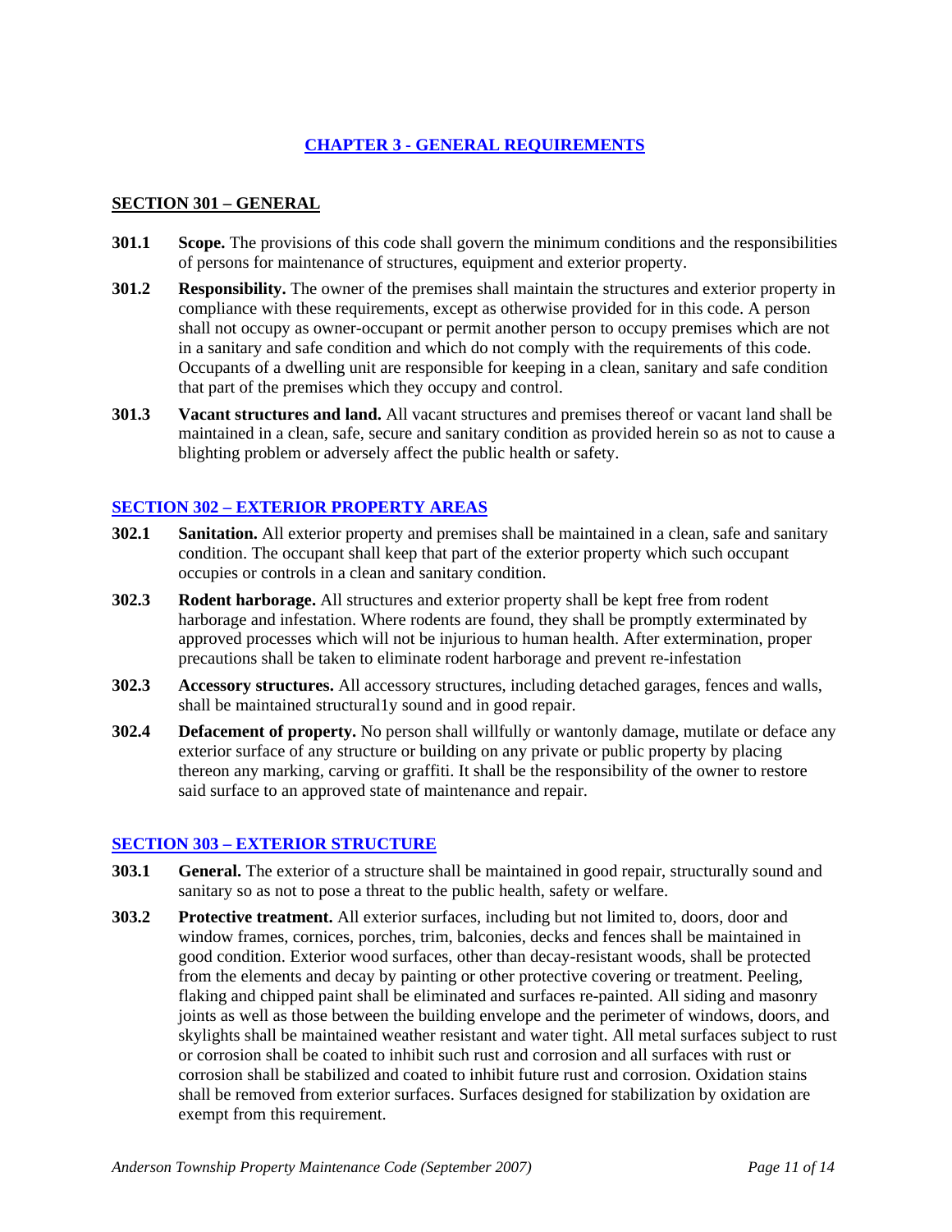## CHAPTER 3 - GENERAL REQUIREMENTS

### SECTION 301 – GENERAL

**301.1 Scope.** The provisions of this code shall govern the minimum conditions and the responsibilities of persons for maintenance of structures, equipment and exterior property.

**301.2 Responsibility.** The owner of the premises shall maintain the structures and exterior property in compliance with these requirements, except as otherwise provided for in this code. A person shall not occupy as owner-occupant or permit another person to occupy premises which are not in a sanitary and safe condition and which do not comply with the requirements of this code. Occupants of a dwelling unit are responsible for keeping in a clean, sanitary and safe condition that part of the premises which they occupy and control.

**301.3 Vacant structures and land.** All vacant structures and premises thereof or vacant land shall be maintained in a clean, safe, secure and sanitary condition as provided herein so as not to cause a blighting problem or adversely affect the public health or safety.

### SECTION 302 – EXTERIOR PROPERTY AREAS

**302.1 Sanitation.** All exterior property and premises shall be maintained in a clean, safe and sanitary condition. The occupant shall keep that part of the exterior property which such occupant occupies or controls in a clean and sanitary condition.

**302.3 Rodent harborage.** All structures and exterior property shall be kept free from rodent harborage and infestation. Where rodents are found, they shall be promptly exterminated by approved processes which will not be injurious to human health. After extermination, proper precautions shall be taken to eliminate rodent harborage and prevent re-infestation

**302.3 Accessory structures.** All accessory structures, including detached garages, fences and walls, shall be maintained structural1y sound and in good repair.

**302.4 Defacement of property.** No person shall willfully or wantonly damage, mutilate or deface any exterior surface of any structure or building on any private or public property by placing thereon any marking, carving or graffiti. It shall be the responsibility of the owner to restore said surface to an approved state of maintenance and repair.

### SECTION 303 – EXTERIOR STRUCTURE

**303.1 General.** The exterior of a structure shall be maintained in good repair, structurally sound and sanitary so as not to pose a threat to the public health, safety or welfare.

**303.2 Protective treatment.** All exterior surfaces, including but not limited to, doors, door and window frames, cornices, porches, trim, balconies, decks and fences shall be maintained in good condition. Exterior wood surfaces, other than decay-resistant woods, shall be protected from the elements and decay by painting or other protective covering or treatment. Peeling, flaking and chipped paint shall be eliminated and surfaces re-painted. All siding and masonry joints as well as those between the building envelope and the perimeter of windows, doors, and skylights shall be maintained weather resistant and water tight. All metal surfaces subject to rust or corrosion shall be coated to inhibit such rust and corrosion and all surfaces with rust or corrosion shall be stabilized and coated to inhibit future rust and corrosion. Oxidation stains shall be removed from exterior surfaces. Surfaces designed for stabilization by oxidation are exempt from this requirement.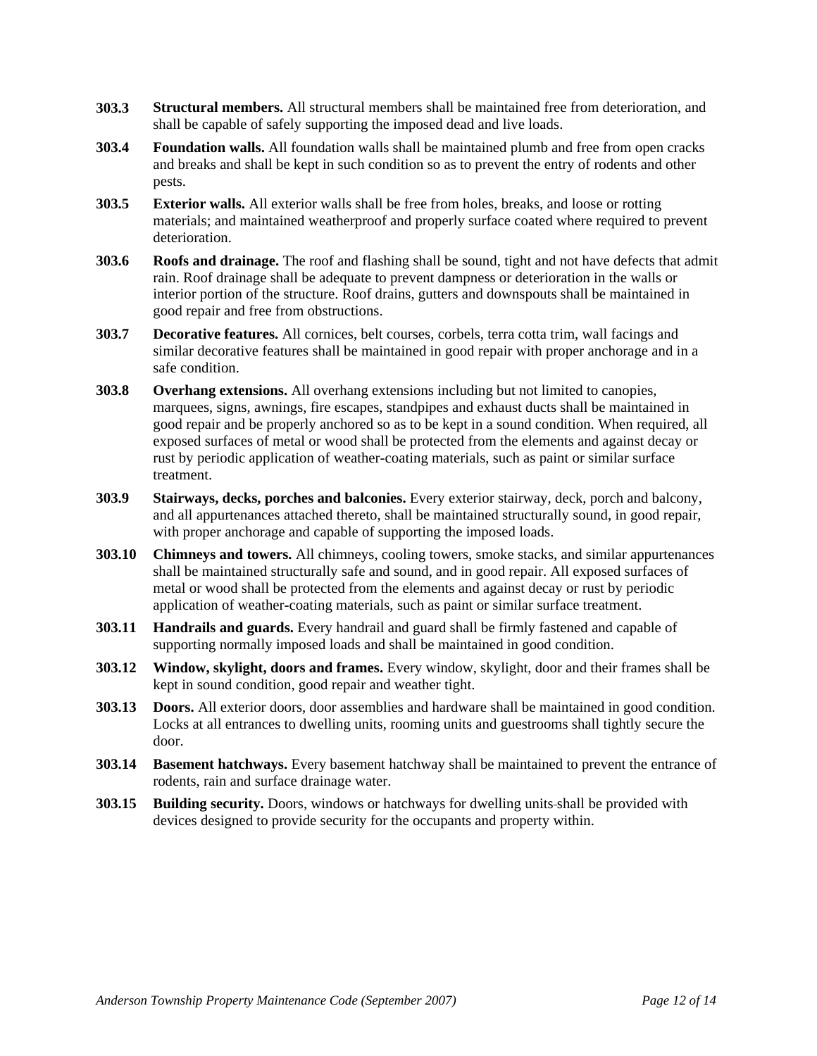**303.3** **Structural members.** All structural members shall be maintained free from deterioration, and shall be capable of safely supporting the imposed dead and live loads.

**303.4** **Foundation walls.** All foundation walls shall be maintained plumb and free from open cracks and breaks and shall be kept in such condition so as to prevent the entry of rodents and other pests.

**303.5** **Exterior walls.** All exterior walls shall be free from holes, breaks, and loose or rotting materials; and maintained weatherproof and properly surface coated where required to prevent deterioration.

**303.6** **Roofs and drainage.** The roof and flashing shall be sound, tight and not have defects that admit rain. Roof drainage shall be adequate to prevent dampness or deterioration in the walls or interior portion of the structure. Roof drains, gutters and downspouts shall be maintained in good repair and free from obstructions.

**303.7** **Decorative features.** All cornices, belt courses, corbels, terra cotta trim, wall facings and similar decorative features shall be maintained in good repair with proper anchorage and in a safe condition.

**303.8** **Overhang extensions.** All overhang extensions including but not limited to canopies, marquees, signs, awnings, fire escapes, standpipes and exhaust ducts shall be maintained in good repair and be properly anchored so as to be kept in a sound condition. When required, all exposed surfaces of metal or wood shall be protected from the elements and against decay or rust by periodic application of weather-coating materials, such as paint or similar surface treatment.

**303.9** **Stairways, decks, porches and balconies.** Every exterior stairway, deck, porch and balcony, and all appurtenances attached thereto, shall be maintained structurally sound, in good repair, with proper anchorage and capable of supporting the imposed loads.

**303.10** **Chimneys and towers.** All chimneys, cooling towers, smoke stacks, and similar appurtenances shall be maintained structurally safe and sound, and in good repair. All exposed surfaces of metal or wood shall be protected from the elements and against decay or rust by periodic application of weather-coating materials, such as paint or similar surface treatment.

**303.11** **Handrails and guards.** Every handrail and guard shall be firmly fastened and capable of supporting normally imposed loads and shall be maintained in good condition.

**303.12** **Window, skylight, doors and frames.** Every window, skylight, door and their frames shall be kept in sound condition, good repair and weather tight.

**303.13** **Doors.** All exterior doors, door assemblies and hardware shall be maintained in good condition. Locks at all entrances to dwelling units, rooming units and guestrooms shall tightly secure the door.

**303.14** **Basement hatchways.** Every basement hatchway shall be maintained to prevent the entrance of rodents, rain and surface drainage water.

**303.15** **Building security.** Doors, windows or hatchways for dwelling units shall be provided with devices designed to provide security for the occupants and property within.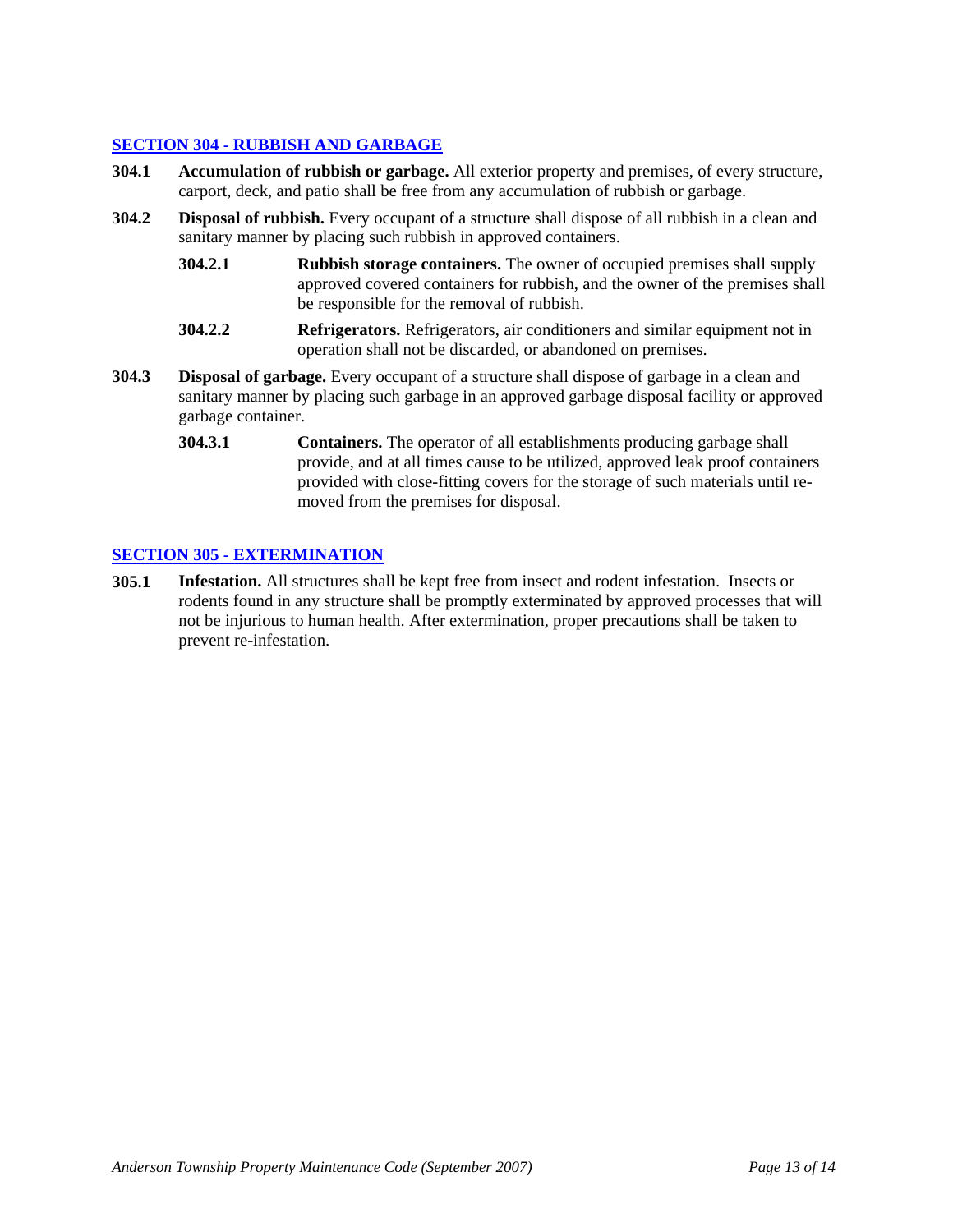## SECTION 304 - RUBBISH AND GARBAGE

**304.1** **Accumulation of rubbish or garbage.** All exterior property and premises, of every structure, carport, deck, and patio shall be free from any accumulation of rubbish or garbage.

**304.2** **Disposal of rubbish.** Every occupant of a structure shall dispose of all rubbish in a clean and sanitary manner by placing such rubbish in approved containers.

**304.2.1** **Rubbish storage containers.** The owner of occupied premises shall supply approved covered containers for rubbish, and the owner of the premises shall be responsible for the removal of rubbish.

**304.2.2** **Refrigerators.** Refrigerators, air conditioners and similar equipment not in operation shall not be discarded, or abandoned on premises.

**304.3** **Disposal of garbage.** Every occupant of a structure shall dispose of garbage in a clean and sanitary manner by placing such garbage in an approved garbage disposal facility or approved garbage container.

**304.3.1** **Containers.** The operator of all establishments producing garbage shall provide, and at all times cause to be utilized, approved leak proof containers provided with close-fitting covers for the storage of such materials until removed from the premises for disposal.

## SECTION 305 - EXTERMINATION

**305.1** **Infestation.** All structures shall be kept free from insect and rodent infestation. Insects or rodents found in any structure shall be promptly exterminated by approved processes that will not be injurious to human health. After extermination, proper precautions shall be taken to prevent re-infestation.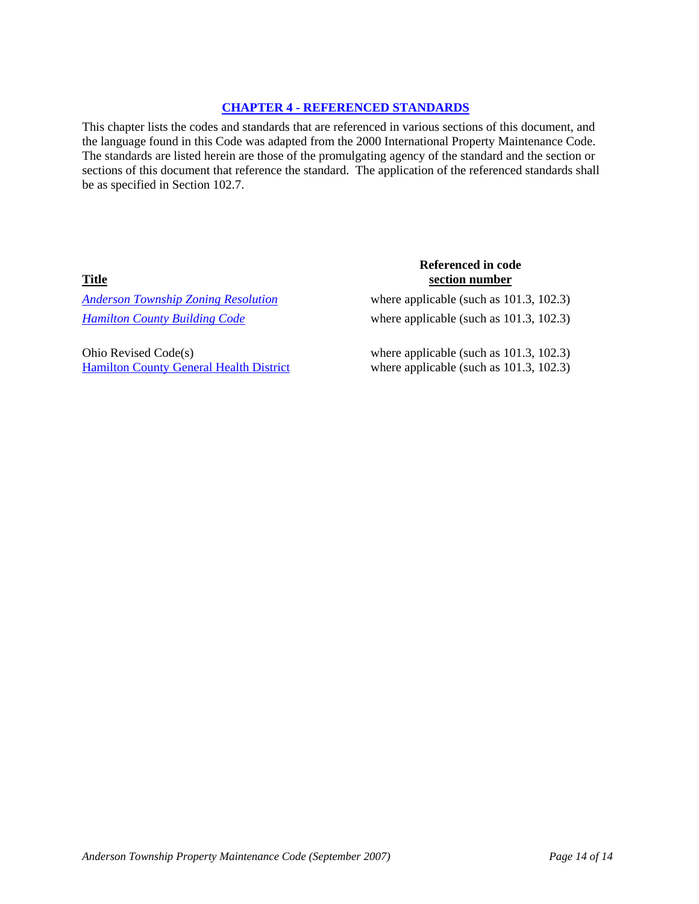## CHAPTER 4 - REFERENCED STANDARDS

This chapter lists the codes and standards that are referenced in various sections of this document, and the language found in this Code was adapted from the 2000 International Property Maintenance Code. The standards are listed herein are those of the promulgating agency of the standard and the section or sections of this document that reference the standard. The application of the referenced standards shall be as specified in Section 102.7.

| Title | Referenced in code section number |
|---|---|
| *Anderson Township Zoning Resolution* | where applicable (such as 101.3, 102.3) |
| *Hamilton County Building Code* | where applicable (such as 101.3, 102.3) |
| Ohio Revised Code(s) | where applicable (such as 101.3, 102.3) |
| Hamilton County General Health District | where applicable (such as 101.3, 102.3) |